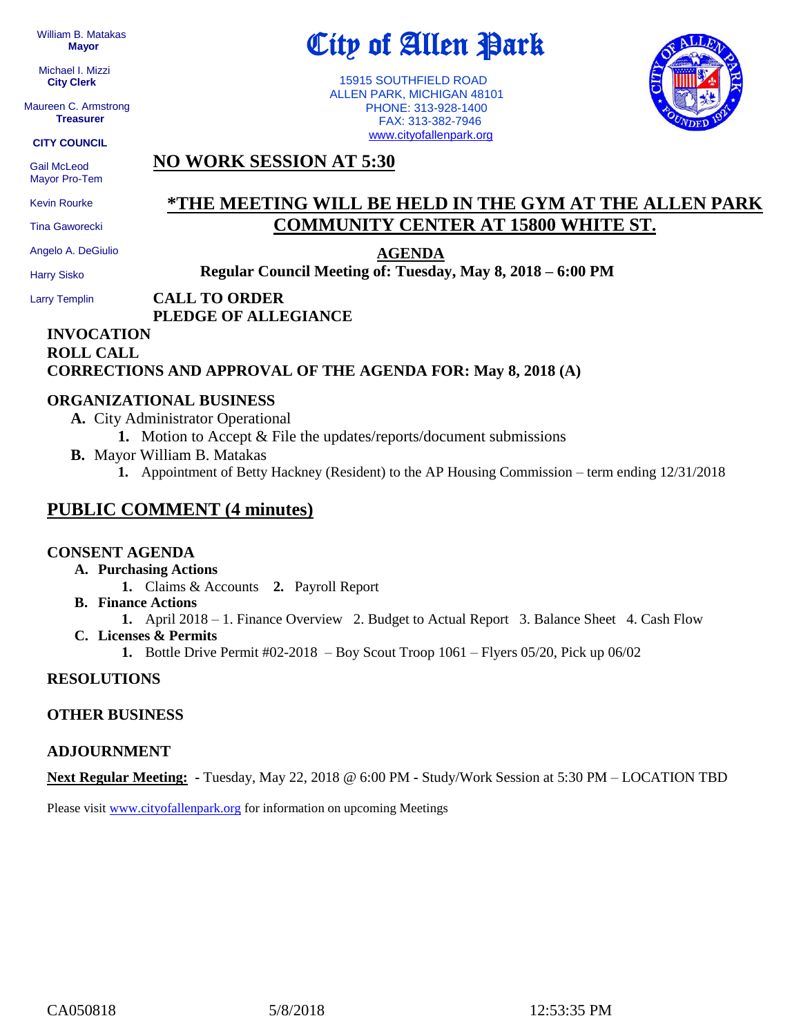William B. Matakas
**Mayor**

Michael I. Mizzi
**City Clerk**

Maureen C. Armstrong
**Treasurer**

**CITY COUNCIL**

Gail McLeod
Mayor Pro-Tem

Kevin Rourke

Tina Gaworecki

Angelo A. DeGiulio

Harry Sisko

Larry Templin

# City of Allen Park

15915 SOUTHFIELD ROAD
ALLEN PARK, MICHIGAN 48101
PHONE: 313-928-1400
FAX: 313-382-7946
www.cityofallenpark.org

## NO WORK SESSION AT 5:30

## *THE MEETING WILL BE HELD IN THE GYM AT THE ALLEN PARK COMMUNITY CENTER AT 15800 WHITE ST.

**AGENDA**

**Regular Council Meeting of: Tuesday, May 8, 2018 – 6:00 PM**

**CALL TO ORDER**
**PLEDGE OF ALLEGIANCE**
**INVOCATION**
**ROLL CALL**
**CORRECTIONS AND APPROVAL OF THE AGENDA FOR: May 8, 2018 (A)**

**ORGANIZATIONAL BUSINESS**

- **A.** City Administrator Operational
  - **1.** Motion to Accept & File the updates/reports/document submissions
- **B.** Mayor William B. Matakas
  - **1.** Appointment of Betty Hackney (Resident) to the AP Housing Commission – term ending 12/31/2018

## PUBLIC COMMENT (4 minutes)

**CONSENT AGENDA**

- **A. Purchasing Actions**
  - **1.** Claims & Accounts **2.** Payroll Report
- **B. Finance Actions**
  - **1.** April 2018 – 1. Finance Overview 2. Budget to Actual Report 3. Balance Sheet 4. Cash Flow
- **C. Licenses & Permits**
  - **1.** Bottle Drive Permit #02-2018 – Boy Scout Troop 1061 – Flyers 05/20, Pick up 06/02

**RESOLUTIONS**

**OTHER BUSINESS**

**ADJOURNMENT**

**Next Regular Meeting: -** Tuesday, May 22, 2018 @ 6:00 PM - Study/Work Session at 5:30 PM – LOCATION TBD

Please visit www.cityofallenpark.org for information on upcoming Meetings

CA050818 5/8/2018 12:53:35 PM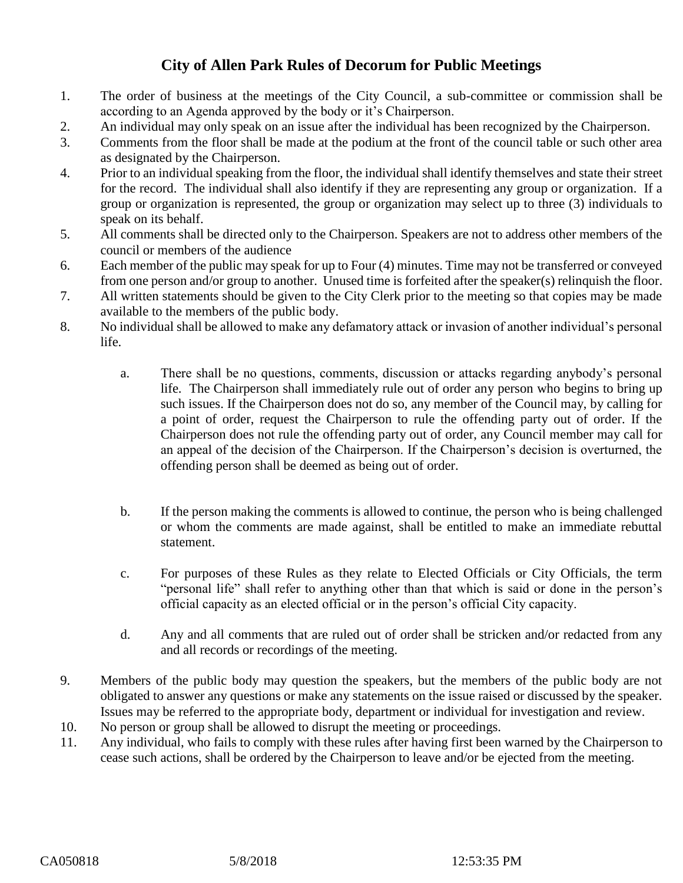# City of Allen Park Rules of Decorum for Public Meetings

1. The order of business at the meetings of the City Council, a sub-committee or commission shall be according to an Agenda approved by the body or it's Chairperson.
2. An individual may only speak on an issue after the individual has been recognized by the Chairperson.
3. Comments from the floor shall be made at the podium at the front of the council table or such other area as designated by the Chairperson.
4. Prior to an individual speaking from the floor, the individual shall identify themselves and state their street for the record. The individual shall also identify if they are representing any group or organization. If a group or organization is represented, the group or organization may select up to three (3) individuals to speak on its behalf.
5. All comments shall be directed only to the Chairperson. Speakers are not to address other members of the council or members of the audience
6. Each member of the public may speak for up to Four (4) minutes. Time may not be transferred or conveyed from one person and/or group to another. Unused time is forfeited after the speaker(s) relinquish the floor.
7. All written statements should be given to the City Clerk prior to the meeting so that copies may be made available to the members of the public body.
8. No individual shall be allowed to make any defamatory attack or invasion of another individual's personal life.

    a. There shall be no questions, comments, discussion or attacks regarding anybody's personal life. The Chairperson shall immediately rule out of order any person who begins to bring up such issues. If the Chairperson does not do so, any member of the Council may, by calling for a point of order, request the Chairperson to rule the offending party out of order. If the Chairperson does not rule the offending party out of order, any Council member may call for an appeal of the decision of the Chairperson. If the Chairperson's decision is overturned, the offending person shall be deemed as being out of order.

    b. If the person making the comments is allowed to continue, the person who is being challenged or whom the comments are made against, shall be entitled to make an immediate rebuttal statement.

    c. For purposes of these Rules as they relate to Elected Officials or City Officials, the term "personal life" shall refer to anything other than that which is said or done in the person's official capacity as an elected official or in the person's official City capacity.

    d. Any and all comments that are ruled out of order shall be stricken and/or redacted from any and all records or recordings of the meeting.

9. Members of the public body may question the speakers, but the members of the public body are not obligated to answer any questions or make any statements on the issue raised or discussed by the speaker. Issues may be referred to the appropriate body, department or individual for investigation and review.
10. No person or group shall be allowed to disrupt the meeting or proceedings.
11. Any individual, who fails to comply with these rules after having first been warned by the Chairperson to cease such actions, shall be ordered by the Chairperson to leave and/or be ejected from the meeting.

CA050818 5/8/2018 12:53:35 PM